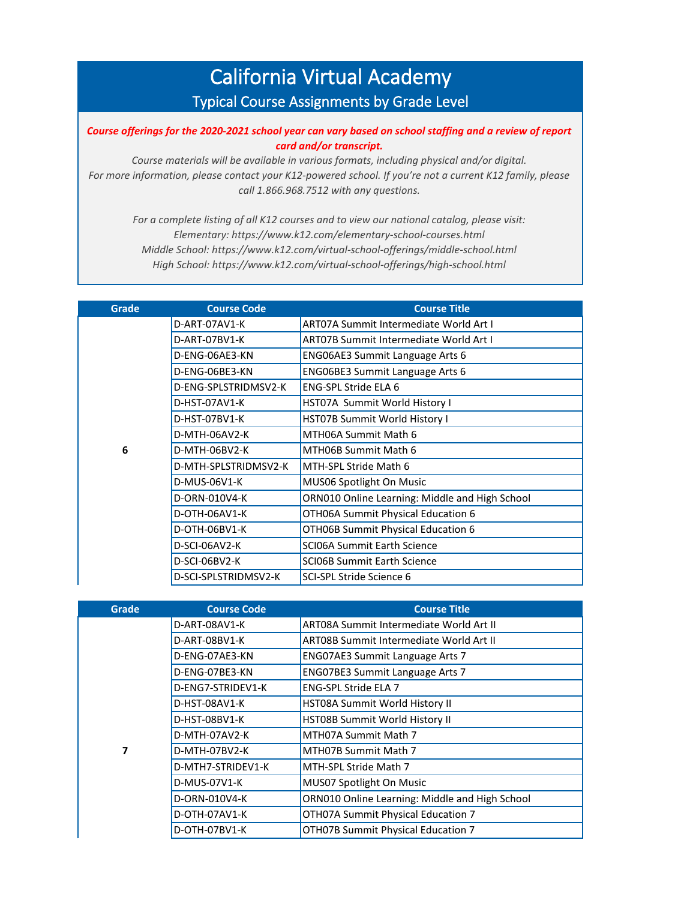# California Virtual Academy

## Typical Course Assignments by Grade Level

***Course offerings for the 2020-2021 school year can vary based on school staffing and a review of report card and/or transcript.***

*Course materials will be available in various formats, including physical and/or digital.*
*For more information, please contact your K12-powered school. If you're not a current K12 family, please call 1.866.968.7512 with any questions.*

*For a complete listing of all K12 courses and to view our national catalog, please visit:*
*Elementary: https://www.k12.com/elementary-school-courses.html*
*Middle School: https://www.k12.com/virtual-school-offerings/middle-school.html*
*High School: https://www.k12.com/virtual-school-offerings/high-school.html*

| Grade | Course Code | Course Title |
|---|---|---|
| 6 | D-ART-07AV1-K | ART07A Summit Intermediate World Art I |
| | D-ART-07BV1-K | ART07B Summit Intermediate World Art I |
| | D-ENG-06AE3-KN | ENG06AE3 Summit Language Arts 6 |
| | D-ENG-06BE3-KN | ENG06BE3 Summit Language Arts 6 |
| | D-ENG-SPLSTRIDMSV2-K | ENG-SPL Stride ELA 6 |
| | D-HST-07AV1-K | HST07A Summit World History I |
| | D-HST-07BV1-K | HST07B Summit World History I |
| | D-MTH-06AV2-K | MTH06A Summit Math 6 |
| | D-MTH-06BV2-K | MTH06B Summit Math 6 |
| | D-MTH-SPLSTRIDMSV2-K | MTH-SPL Stride Math 6 |
| | D-MUS-06V1-K | MUS06 Spotlight On Music |
| | D-ORN-010V4-K | ORN010 Online Learning: Middle and High School |
| | D-OTH-06AV1-K | OTH06A Summit Physical Education 6 |
| | D-OTH-06BV1-K | OTH06B Summit Physical Education 6 |
| | D-SCI-06AV2-K | SCI06A Summit Earth Science |
| | D-SCI-06BV2-K | SCI06B Summit Earth Science |
| | D-SCI-SPLSTRIDMSV2-K | SCI-SPL Stride Science 6 |

| Grade | Course Code | Course Title |
|---|---|---|
| 7 | D-ART-08AV1-K | ART08A Summit Intermediate World Art II |
| | D-ART-08BV1-K | ART08B Summit Intermediate World Art II |
| | D-ENG-07AE3-KN | ENG07AE3 Summit Language Arts 7 |
| | D-ENG-07BE3-KN | ENG07BE3 Summit Language Arts 7 |
| | D-ENG7-STRIDEV1-K | ENG-SPL Stride ELA 7 |
| | D-HST-08AV1-K | HST08A Summit World History II |
| | D-HST-08BV1-K | HST08B Summit World History II |
| | D-MTH-07AV2-K | MTH07A Summit Math 7 |
| | D-MTH-07BV2-K | MTH07B Summit Math 7 |
| | D-MTH7-STRIDEV1-K | MTH-SPL Stride Math 7 |
| | D-MUS-07V1-K | MUS07 Spotlight On Music |
| | D-ORN-010V4-K | ORN010 Online Learning: Middle and High School |
| | D-OTH-07AV1-K | OTH07A Summit Physical Education 7 |
| | D-OTH-07BV1-K | OTH07B Summit Physical Education 7 |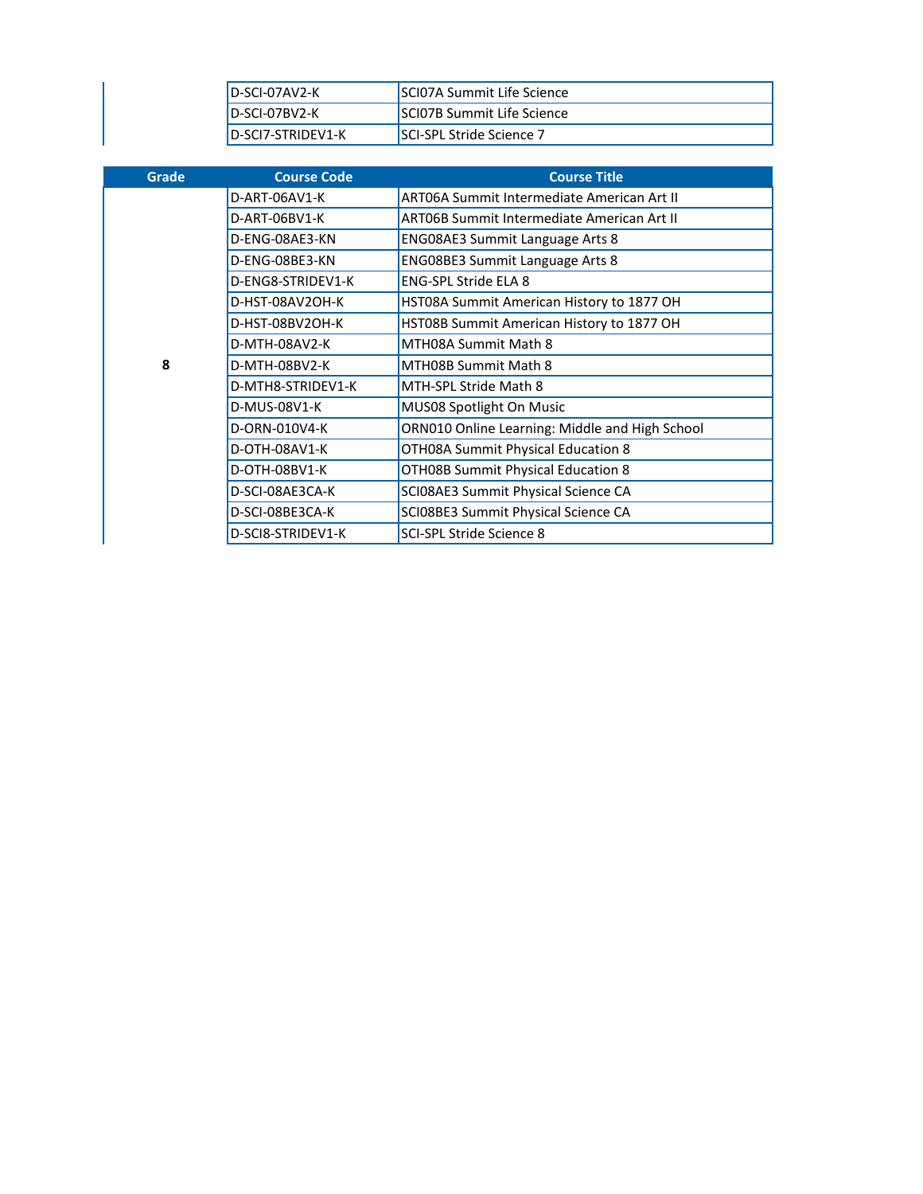| | | |
|---|---|---|
| | D-SCI-07AV2-K | SCI07A Summit Life Science |
| | D-SCI-07BV2-K | SCI07B Summit Life Science |
| | D-SCI7-STRIDEV1-K | SCI-SPL Stride Science 7 |

| Grade | Course Code | Course Title |
|---|---|---|
| 8 | D-ART-06AV1-K | ART06A Summit Intermediate American Art II |
| | D-ART-06BV1-K | ART06B Summit Intermediate American Art II |
| | D-ENG-08AE3-KN | ENG08AE3 Summit Language Arts 8 |
| | D-ENG-08BE3-KN | ENG08BE3 Summit Language Arts 8 |
| | D-ENG8-STRIDEV1-K | ENG-SPL Stride ELA 8 |
| | D-HST-08AV2OH-K | HST08A Summit American History to 1877 OH |
| | D-HST-08BV2OH-K | HST08B Summit American History to 1877 OH |
| | D-MTH-08AV2-K | MTH08A Summit Math 8 |
| | D-MTH-08BV2-K | MTH08B Summit Math 8 |
| | D-MTH8-STRIDEV1-K | MTH-SPL Stride Math 8 |
| | D-MUS-08V1-K | MUS08 Spotlight On Music |
| | D-ORN-010V4-K | ORN010 Online Learning: Middle and High School |
| | D-OTH-08AV1-K | OTH08A Summit Physical Education 8 |
| | D-OTH-08BV1-K | OTH08B Summit Physical Education 8 |
| | D-SCI-08AE3CA-K | SCI08AE3 Summit Physical Science CA |
| | D-SCI-08BE3CA-K | SCI08BE3 Summit Physical Science CA |
| | D-SCI8-STRIDEV1-K | SCI-SPL Stride Science 8 |